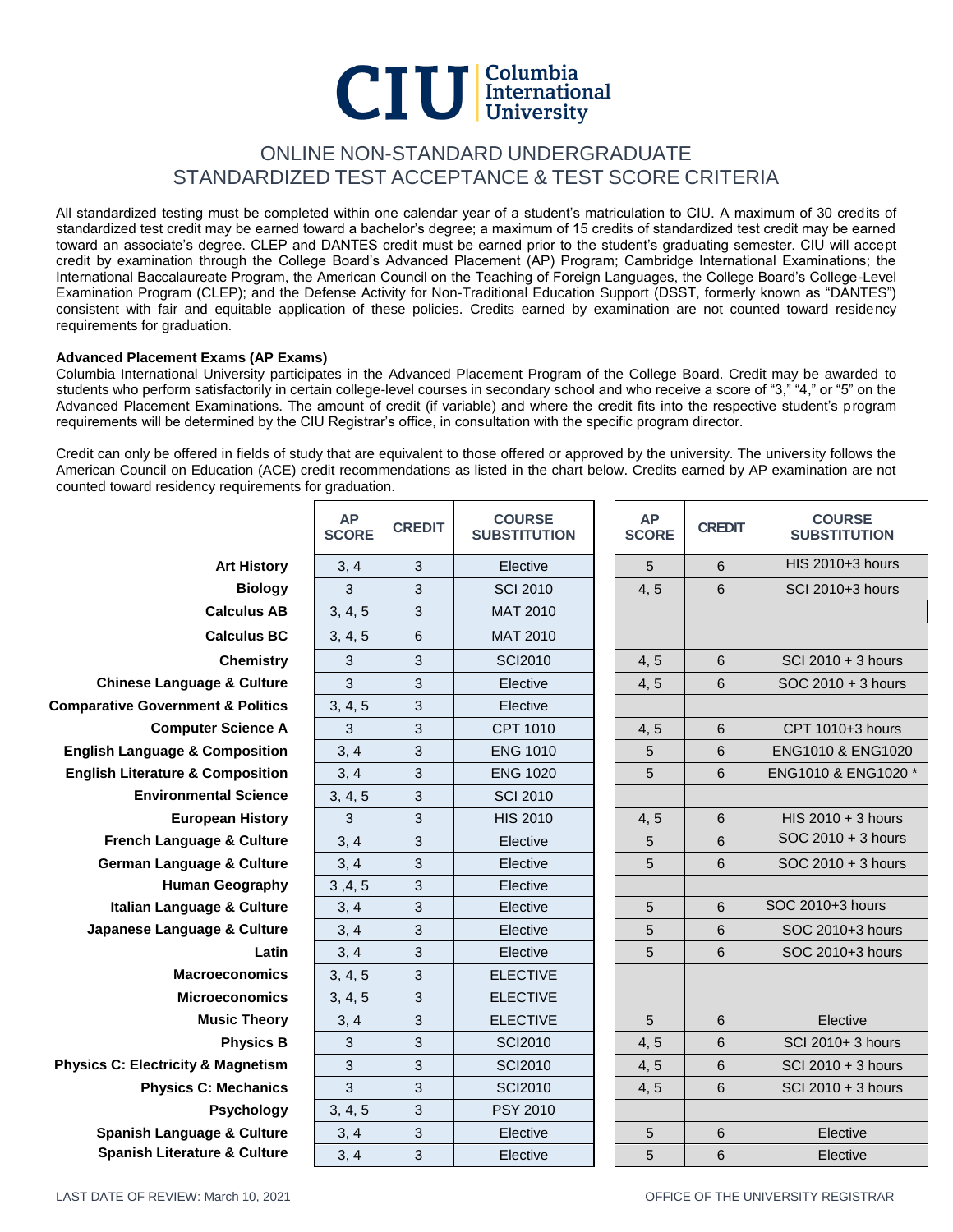# CIU Columbia International University

## ONLINE NON-STANDARD UNDERGRADUATE STANDARDIZED TEST ACCEPTANCE & TEST SCORE CRITERIA

All standardized testing must be completed within one calendar year of a student's matriculation to CIU. A maximum of 30 credits of standardized test credit may be earned toward a bachelor's degree; a maximum of 15 credits of standardized test credit may be earned toward an associate's degree. CLEP and DANTES credit must be earned prior to the student's graduating semester. CIU will accept credit by examination through the College Board's Advanced Placement (AP) Program; Cambridge International Examinations; the International Baccalaureate Program, the American Council on the Teaching of Foreign Languages, the College Board's College-Level Examination Program (CLEP); and the Defense Activity for Non-Traditional Education Support (DSST, formerly known as "DANTES") consistent with fair and equitable application of these policies. Credits earned by examination are not counted toward residency requirements for graduation.

**Advanced Placement Exams (AP Exams)**

Columbia International University participates in the Advanced Placement Program of the College Board. Credit may be awarded to students who perform satisfactorily in certain college-level courses in secondary school and who receive a score of "3," "4," or "5" on the Advanced Placement Examinations. The amount of credit (if variable) and where the credit fits into the respective student's program requirements will be determined by the CIU Registrar's office, in consultation with the specific program director.

Credit can only be offered in fields of study that are equivalent to those offered or approved by the university. The university follows the American Council on Education (ACE) credit recommendations as listed in the chart below. Credits earned by AP examination are not counted toward residency requirements for graduation.

| | AP SCORE | CREDIT | COURSE SUBSTITUTION | AP SCORE | CREDIT | COURSE SUBSTITUTION |
|---|---|---|---|---|---|---|
| **Art History** | 3, 4 | 3 | Elective | 5 | 6 | HIS 2010+3 hours |
| **Biology** | 3 | 3 | SCI 2010 | 4, 5 | 6 | SCI 2010+3 hours |
| **Calculus AB** | 3, 4, 5 | 3 | MAT 2010 | | | |
| **Calculus BC** | 3, 4, 5 | 6 | MAT 2010 | | | |
| **Chemistry** | 3 | 3 | SCI2010 | 4, 5 | 6 | SCI 2010 + 3 hours |
| **Chinese Language & Culture** | 3 | 3 | Elective | 4, 5 | 6 | SOC 2010 + 3 hours |
| **Comparative Government & Politics** | 3, 4, 5 | 3 | Elective | | | |
| **Computer Science A** | 3 | 3 | CPT 1010 | 4, 5 | 6 | CPT 1010+3 hours |
| **English Language & Composition** | 3, 4 | 3 | ENG 1010 | 5 | 6 | ENG1010 & ENG1020 |
| **English Literature & Composition** | 3, 4 | 3 | ENG 1020 | 5 | 6 | ENG1010 & ENG1020 * |
| **Environmental Science** | 3, 4, 5 | 3 | SCI 2010 | | | |
| **European History** | 3 | 3 | HIS 2010 | 4, 5 | 6 | HIS 2010 + 3 hours |
| **French Language & Culture** | 3, 4 | 3 | Elective | 5 | 6 | SOC 2010 + 3 hours |
| **German Language & Culture** | 3, 4 | 3 | Elective | 5 | 6 | SOC 2010 + 3 hours |
| **Human Geography** | 3 ,4, 5 | 3 | Elective | | | |
| **Italian Language & Culture** | 3, 4 | 3 | Elective | 5 | 6 | SOC 2010+3 hours |
| **Japanese Language & Culture** | 3, 4 | 3 | Elective | 5 | 6 | SOC 2010+3 hours |
| **Latin** | 3, 4 | 3 | Elective | 5 | 6 | SOC 2010+3 hours |
| **Macroeconomics** | 3, 4, 5 | 3 | ELECTIVE | | | |
| **Microeconomics** | 3, 4, 5 | 3 | ELECTIVE | | | |
| **Music Theory** | 3, 4 | 3 | ELECTIVE | 5 | 6 | Elective |
| **Physics B** | 3 | 3 | SCI2010 | 4, 5 | 6 | SCI 2010+ 3 hours |
| **Physics C: Electricity & Magnetism** | 3 | 3 | SCI2010 | 4, 5 | 6 | SCI 2010 + 3 hours |
| **Physics C: Mechanics** | 3 | 3 | SCI2010 | 4, 5 | 6 | SCI 2010 + 3 hours |
| **Psychology** | 3, 4, 5 | 3 | PSY 2010 | | | |
| **Spanish Language & Culture** | 3, 4 | 3 | Elective | 5 | 6 | Elective |
| **Spanish Literature & Culture** | 3, 4 | 3 | Elective | 5 | 6 | Elective |

LAST DATE OF REVIEW: March 10, 2021

OFFICE OF THE UNIVERSITY REGISTRAR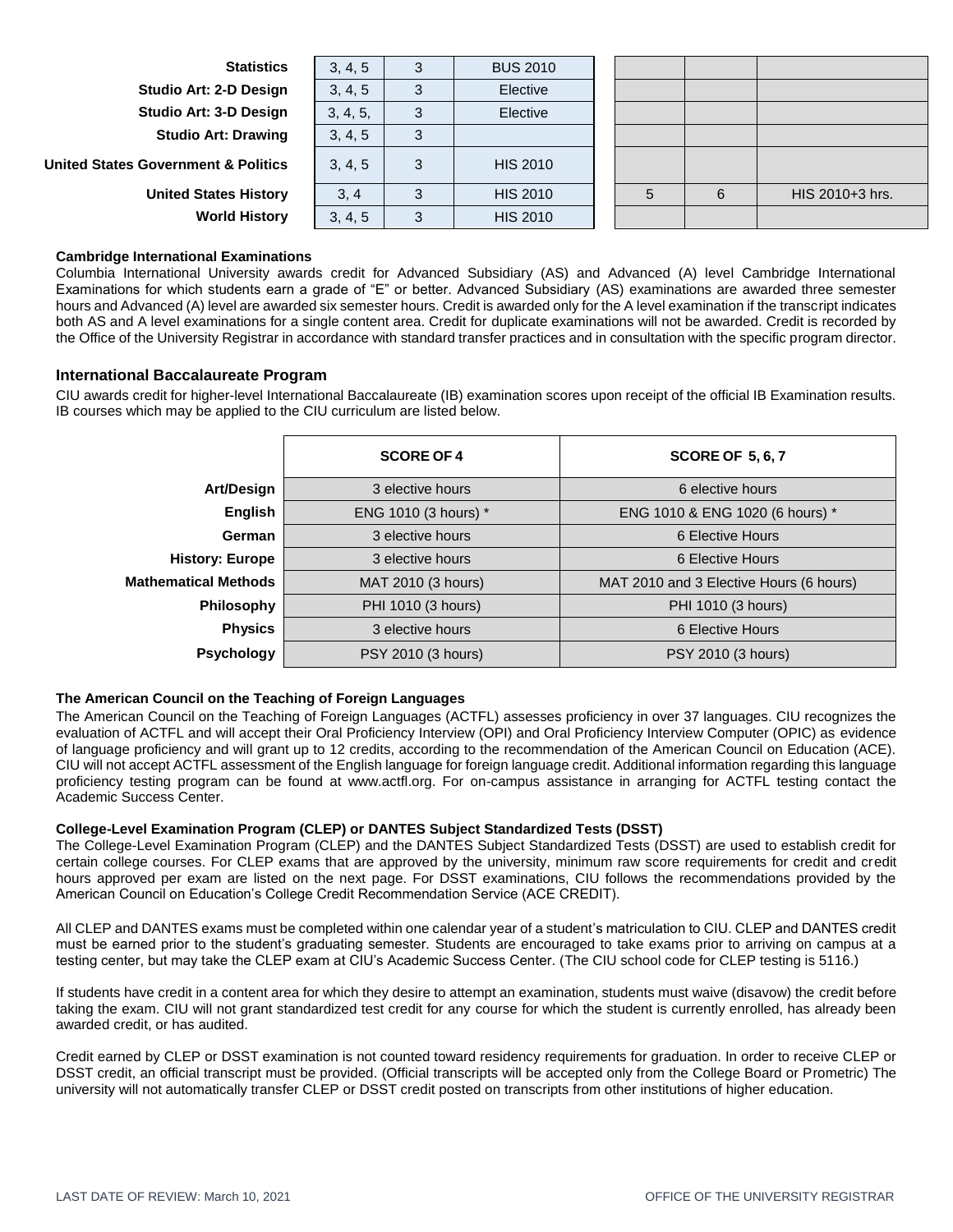| | | | | | | |
|---|---|---|---|---|---|---|
| **Statistics** | 3, 4, 5 | 3 | BUS 2010 | | | |
| **Studio Art: 2-D Design** | 3, 4, 5 | 3 | Elective | | | |
| **Studio Art: 3-D Design** | 3, 4, 5, | 3 | Elective | | | |
| **Studio Art: Drawing** | 3, 4, 5 | 3 | | | | |
| **United States Government & Politics** | 3, 4, 5 | 3 | HIS 2010 | | | |
| **United States History** | 3, 4 | 3 | HIS 2010 | 5 | 6 | HIS 2010+3 hrs. |
| **World History** | 3, 4, 5 | 3 | HIS 2010 | | | |

**Cambridge International Examinations**

Columbia International University awards credit for Advanced Subsidiary (AS) and Advanced (A) level Cambridge International Examinations for which students earn a grade of "E" or better. Advanced Subsidiary (AS) examinations are awarded three semester hours and Advanced (A) level are awarded six semester hours. Credit is awarded only for the A level examination if the transcript indicates both AS and A level examinations for a single content area. Credit for duplicate examinations will not be awarded. Credit is recorded by the Office of the University Registrar in accordance with standard transfer practices and in consultation with the specific program director.

## International Baccalaureate Program

CIU awards credit for higher-level International Baccalaureate (IB) examination scores upon receipt of the official IB Examination results. IB courses which may be applied to the CIU curriculum are listed below.

| | SCORE OF 4 | SCORE OF 5, 6, 7 |
|---|---|---|
| **Art/Design** | 3 elective hours | 6 elective hours |
| **English** | ENG 1010 (3 hours) * | ENG 1010 & ENG 1020 (6 hours) * |
| **German** | 3 elective hours | 6 Elective Hours |
| **History: Europe** | 3 elective hours | 6 Elective Hours |
| **Mathematical Methods** | MAT 2010 (3 hours) | MAT 2010 and 3 Elective Hours (6 hours) |
| **Philosophy** | PHI 1010 (3 hours) | PHI 1010 (3 hours) |
| **Physics** | 3 elective hours | 6 Elective Hours |
| **Psychology** | PSY 2010 (3 hours) | PSY 2010 (3 hours) |

**The American Council on the Teaching of Foreign Languages**

The American Council on the Teaching of Foreign Languages (ACTFL) assesses proficiency in over 37 languages. CIU recognizes the evaluation of ACTFL and will accept their Oral Proficiency Interview (OPI) and Oral Proficiency Interview Computer (OPIC) as evidence of language proficiency and will grant up to 12 credits, according to the recommendation of the American Council on Education (ACE). CIU will not accept ACTFL assessment of the English language for foreign language credit. Additional information regarding this language proficiency testing program can be found at www.actfl.org. For on-campus assistance in arranging for ACTFL testing contact the Academic Success Center.

**College-Level Examination Program (CLEP) or DANTES Subject Standardized Tests (DSST)**

The College-Level Examination Program (CLEP) and the DANTES Subject Standardized Tests (DSST) are used to establish credit for certain college courses. For CLEP exams that are approved by the university, minimum raw score requirements for credit and credit hours approved per exam are listed on the next page. For DSST examinations, CIU follows the recommendations provided by the American Council on Education's College Credit Recommendation Service (ACE CREDIT).

All CLEP and DANTES exams must be completed within one calendar year of a student's matriculation to CIU. CLEP and DANTES credit must be earned prior to the student's graduating semester. Students are encouraged to take exams prior to arriving on campus at a testing center, but may take the CLEP exam at CIU's Academic Success Center. (The CIU school code for CLEP testing is 5116.)

If students have credit in a content area for which they desire to attempt an examination, students must waive (disavow) the credit before taking the exam. CIU will not grant standardized test credit for any course for which the student is currently enrolled, has already been awarded credit, or has audited.

Credit earned by CLEP or DSST examination is not counted toward residency requirements for graduation. In order to receive CLEP or DSST credit, an official transcript must be provided. (Official transcripts will be accepted only from the College Board or Prometric) The university will not automatically transfer CLEP or DSST credit posted on transcripts from other institutions of higher education.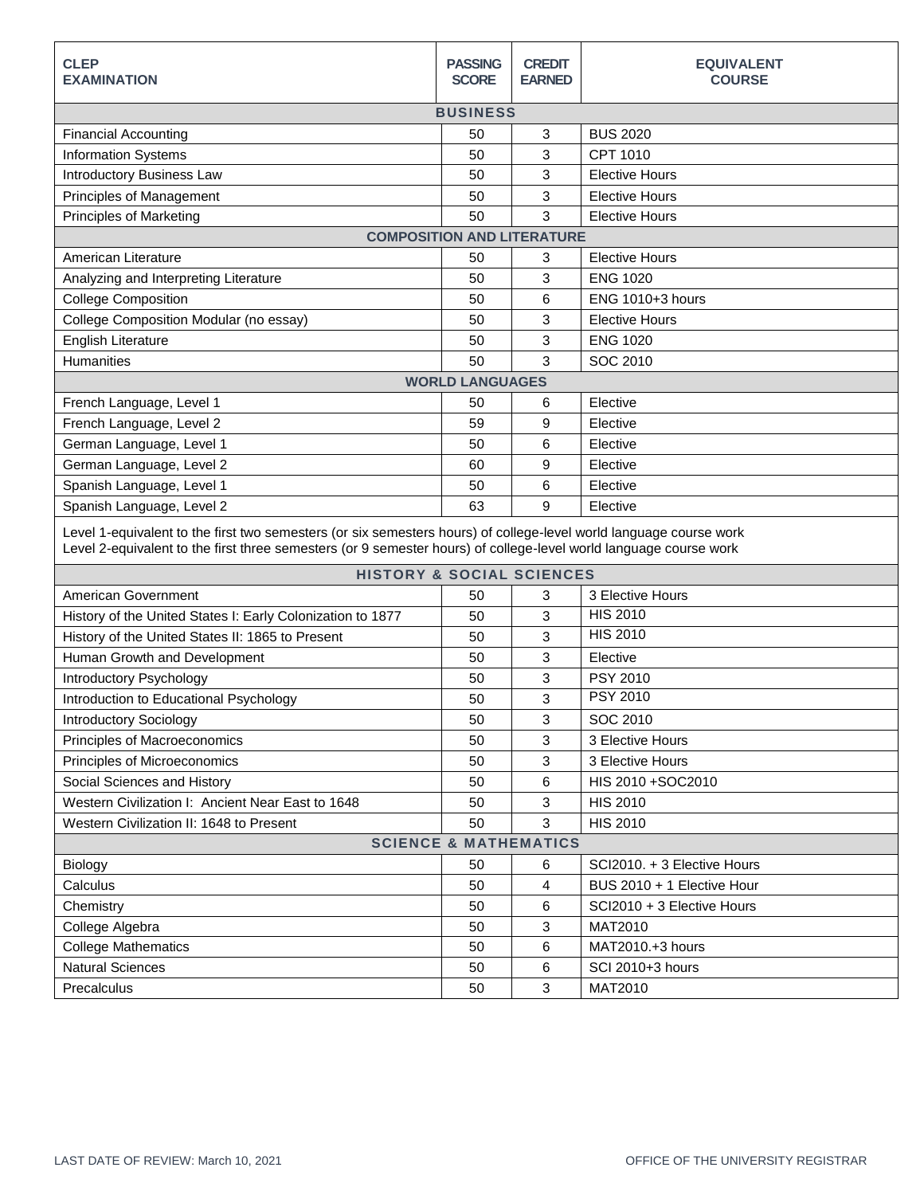| CLEP EXAMINATION | PASSING SCORE | CREDIT EARNED | EQUIVALENT COURSE |
|---|---|---|---|
| **BUSINESS** | | | |
| Financial Accounting | 50 | 3 | BUS 2020 |
| Information Systems | 50 | 3 | CPT 1010 |
| Introductory Business Law | 50 | 3 | Elective Hours |
| Principles of Management | 50 | 3 | Elective Hours |
| Principles of Marketing | 50 | 3 | Elective Hours |
| **COMPOSITION AND LITERATURE** | | | |
| American Literature | 50 | 3 | Elective Hours |
| Analyzing and Interpreting Literature | 50 | 3 | ENG 1020 |
| College Composition | 50 | 6 | ENG 1010+3 hours |
| College Composition Modular (no essay) | 50 | 3 | Elective Hours |
| English Literature | 50 | 3 | ENG 1020 |
| Humanities | 50 | 3 | SOC 2010 |
| **WORLD LANGUAGES** | | | |
| French Language, Level 1 | 50 | 6 | Elective |
| French Language, Level 2 | 59 | 9 | Elective |
| German Language, Level 1 | 50 | 6 | Elective |
| German Language, Level 2 | 60 | 9 | Elective |
| Spanish Language, Level 1 | 50 | 6 | Elective |
| Spanish Language, Level 2 | 63 | 9 | Elective |
| Level 1-equivalent to the first two semesters (or six semesters hours) of college-level world language course work<br>Level 2-equivalent to the first three semesters (or 9 semester hours) of college-level world language course work | | | |
| **HISTORY & SOCIAL SCIENCES** | | | |
| American Government | 50 | 3 | 3 Elective Hours |
| History of the United States I: Early Colonization to 1877 | 50 | 3 | HIS 2010 |
| History of the United States II: 1865 to Present | 50 | 3 | HIS 2010 |
| Human Growth and Development | 50 | 3 | Elective |
| Introductory Psychology | 50 | 3 | PSY 2010 |
| Introduction to Educational Psychology | 50 | 3 | PSY 2010 |
| Introductory Sociology | 50 | 3 | SOC 2010 |
| Principles of Macroeconomics | 50 | 3 | 3 Elective Hours |
| Principles of Microeconomics | 50 | 3 | 3 Elective Hours |
| Social Sciences and History | 50 | 6 | HIS 2010 +SOC2010 |
| Western Civilization I: Ancient Near East to 1648 | 50 | 3 | HIS 2010 |
| Western Civilization II: 1648 to Present | 50 | 3 | HIS 2010 |
| **SCIENCE & MATHEMATICS** | | | |
| Biology | 50 | 6 | SCI2010. + 3 Elective Hours |
| Calculus | 50 | 4 | BUS 2010 + 1 Elective Hour |
| Chemistry | 50 | 6 | SCI2010 + 3 Elective Hours |
| College Algebra | 50 | 3 | MAT2010 |
| College Mathematics | 50 | 6 | MAT2010.+3 hours |
| Natural Sciences | 50 | 6 | SCI 2010+3 hours |
| Precalculus | 50 | 3 | MAT2010 |

LAST DATE OF REVIEW: March 10, 2021

OFFICE OF THE UNIVERSITY REGISTRAR